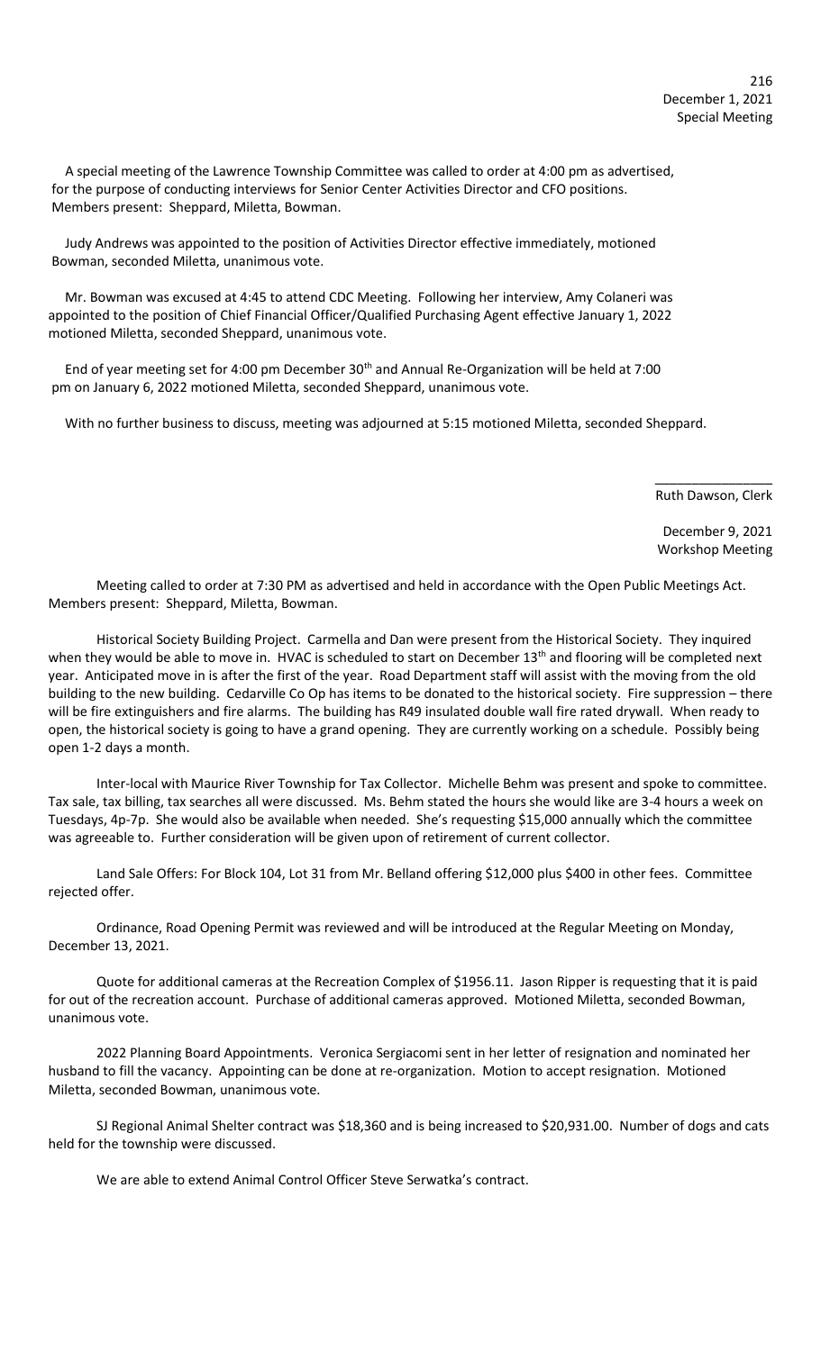December 1, 2021
Special Meeting

A special meeting of the Lawrence Township Committee was called to order at 4:00 pm as advertised, for the purpose of conducting interviews for Senior Center Activities Director and CFO positions. Members present: Sheppard, Miletta, Bowman.

Judy Andrews was appointed to the position of Activities Director effective immediately, motioned Bowman, seconded Miletta, unanimous vote.

Mr. Bowman was excused at 4:45 to attend CDC Meeting. Following her interview, Amy Colaneri was appointed to the position of Chief Financial Officer/Qualified Purchasing Agent effective January 1, 2022 motioned Miletta, seconded Sheppard, unanimous vote.

End of year meeting set for 4:00 pm December 30th and Annual Re-Organization will be held at 7:00 pm on January 6, 2022 motioned Miletta, seconded Sheppard, unanimous vote.

With no further business to discuss, meeting was adjourned at 5:15 motioned Miletta, seconded Sheppard.

\_\_\_\_\_\_\_\_\_\_\_\_\_\_\_\_
Ruth Dawson, Clerk

December 9, 2021
Workshop Meeting

Meeting called to order at 7:30 PM as advertised and held in accordance with the Open Public Meetings Act. Members present: Sheppard, Miletta, Bowman.

Historical Society Building Project. Carmella and Dan were present from the Historical Society. They inquired when they would be able to move in. HVAC is scheduled to start on December 13th and flooring will be completed next year. Anticipated move in is after the first of the year. Road Department staff will assist with the moving from the old building to the new building. Cedarville Co Op has items to be donated to the historical society. Fire suppression – there will be fire extinguishers and fire alarms. The building has R49 insulated double wall fire rated drywall. When ready to open, the historical society is going to have a grand opening. They are currently working on a schedule. Possibly being open 1-2 days a month.

Inter-local with Maurice River Township for Tax Collector. Michelle Behm was present and spoke to committee. Tax sale, tax billing, tax searches all were discussed. Ms. Behm stated the hours she would like are 3-4 hours a week on Tuesdays, 4p-7p. She would also be available when needed. She's requesting $15,000 annually which the committee was agreeable to. Further consideration will be given upon of retirement of current collector.

Land Sale Offers: For Block 104, Lot 31 from Mr. Belland offering $12,000 plus $400 in other fees. Committee rejected offer.

Ordinance, Road Opening Permit was reviewed and will be introduced at the Regular Meeting on Monday, December 13, 2021.

Quote for additional cameras at the Recreation Complex of $1956.11. Jason Ripper is requesting that it is paid for out of the recreation account. Purchase of additional cameras approved. Motioned Miletta, seconded Bowman, unanimous vote.

2022 Planning Board Appointments. Veronica Sergiacomi sent in her letter of resignation and nominated her husband to fill the vacancy. Appointing can be done at re-organization. Motion to accept resignation. Motioned Miletta, seconded Bowman, unanimous vote.

SJ Regional Animal Shelter contract was $18,360 and is being increased to $20,931.00. Number of dogs and cats held for the township were discussed.

We are able to extend Animal Control Officer Steve Serwatka's contract.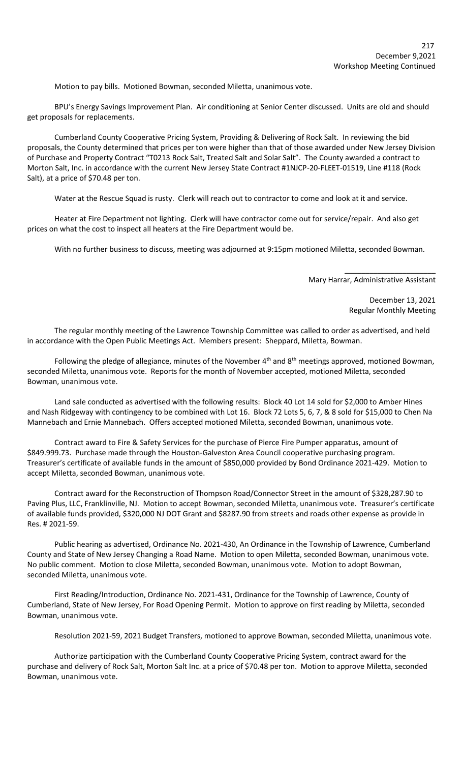December 9,2021
Workshop Meeting Continued

Motion to pay bills. Motioned Bowman, seconded Miletta, unanimous vote.

BPU's Energy Savings Improvement Plan. Air conditioning at Senior Center discussed. Units are old and should get proposals for replacements.

Cumberland County Cooperative Pricing System, Providing & Delivering of Rock Salt. In reviewing the bid proposals, the County determined that prices per ton were higher than that of those awarded under New Jersey Division of Purchase and Property Contract "T0213 Rock Salt, Treated Salt and Solar Salt". The County awarded a contract to Morton Salt, Inc. in accordance with the current New Jersey State Contract #1NJCP-20-FLEET-01519, Line #118 (Rock Salt), at a price of $70.48 per ton.

Water at the Rescue Squad is rusty. Clerk will reach out to contractor to come and look at it and service.

Heater at Fire Department not lighting. Clerk will have contractor come out for service/repair. And also get prices on what the cost to inspect all heaters at the Fire Department would be.

With no further business to discuss, meeting was adjourned at 9:15pm motioned Miletta, seconded Bowman.

\_\_\_\_\_\_\_\_\_\_\_\_\_\_\_\_\_\_\_\_\_\_\_\_

Mary Harrar, Administrative Assistant

December 13, 2021
Regular Monthly Meeting

The regular monthly meeting of the Lawrence Township Committee was called to order as advertised, and held in accordance with the Open Public Meetings Act. Members present: Sheppard, Miletta, Bowman.

Following the pledge of allegiance, minutes of the November 4th and 8th meetings approved, motioned Bowman, seconded Miletta, unanimous vote. Reports for the month of November accepted, motioned Miletta, seconded Bowman, unanimous vote.

Land sale conducted as advertised with the following results: Block 40 Lot 14 sold for $2,000 to Amber Hines and Nash Ridgeway with contingency to be combined with Lot 16. Block 72 Lots 5, 6, 7, & 8 sold for $15,000 to Chen Na Mannebach and Ernie Mannebach. Offers accepted motioned Miletta, seconded Bowman, unanimous vote.

Contract award to Fire & Safety Services for the purchase of Pierce Fire Pumper apparatus, amount of $849.999.73. Purchase made through the Houston-Galveston Area Council cooperative purchasing program. Treasurer's certificate of available funds in the amount of $850,000 provided by Bond Ordinance 2021-429. Motion to accept Miletta, seconded Bowman, unanimous vote.

Contract award for the Reconstruction of Thompson Road/Connector Street in the amount of $328,287.90 to Paving Plus, LLC, Franklinville, NJ. Motion to accept Bowman, seconded Miletta, unanimous vote. Treasurer's certificate of available funds provided, $320,000 NJ DOT Grant and $8287.90 from streets and roads other expense as provide in Res. # 2021-59.

Public hearing as advertised, Ordinance No. 2021-430, An Ordinance in the Township of Lawrence, Cumberland County and State of New Jersey Changing a Road Name. Motion to open Miletta, seconded Bowman, unanimous vote. No public comment. Motion to close Miletta, seconded Bowman, unanimous vote. Motion to adopt Bowman, seconded Miletta, unanimous vote.

First Reading/Introduction, Ordinance No. 2021-431, Ordinance for the Township of Lawrence, County of Cumberland, State of New Jersey, For Road Opening Permit. Motion to approve on first reading by Miletta, seconded Bowman, unanimous vote.

Resolution 2021-59, 2021 Budget Transfers, motioned to approve Bowman, seconded Miletta, unanimous vote.

Authorize participation with the Cumberland County Cooperative Pricing System, contract award for the purchase and delivery of Rock Salt, Morton Salt Inc. at a price of $70.48 per ton. Motion to approve Miletta, seconded Bowman, unanimous vote.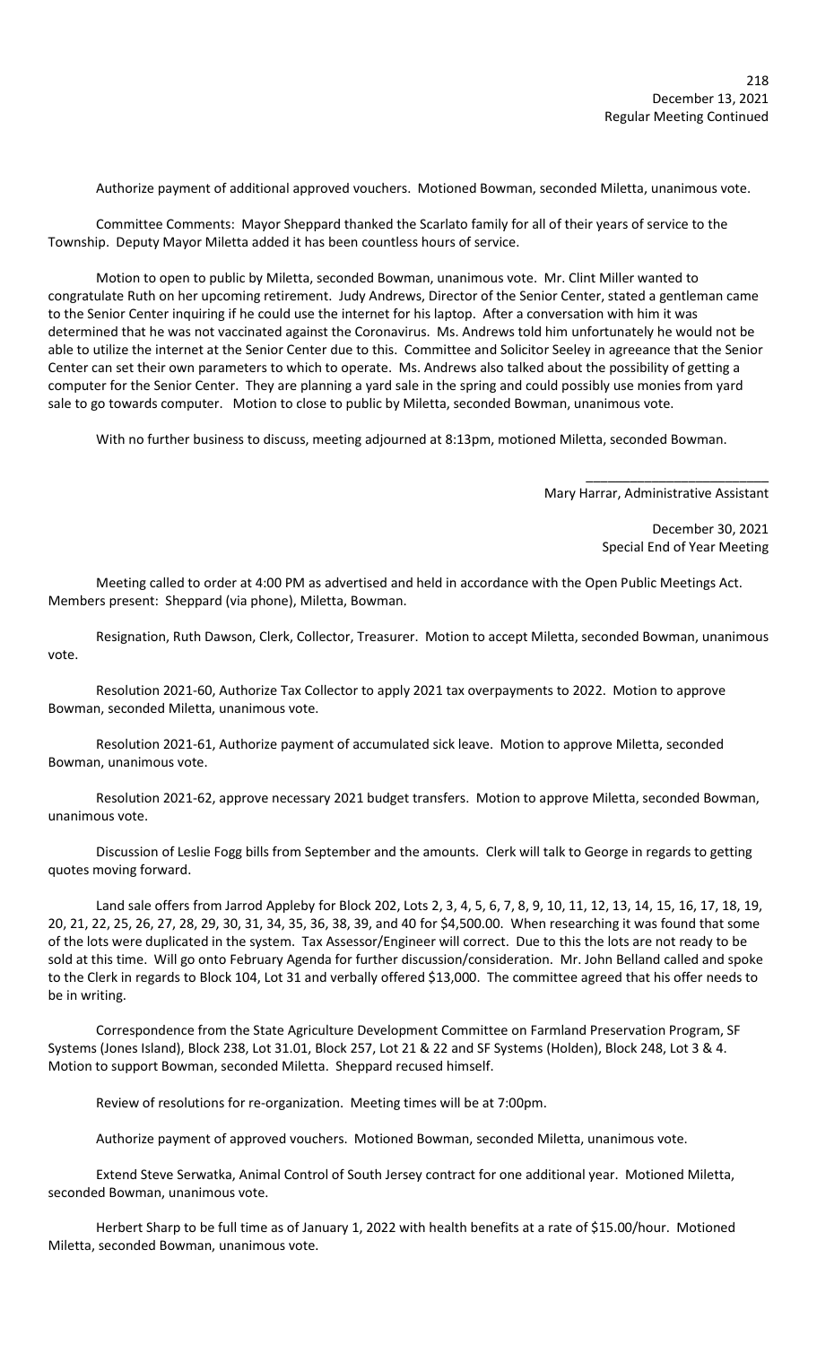Authorize payment of additional approved vouchers. Motioned Bowman, seconded Miletta, unanimous vote.

Committee Comments: Mayor Sheppard thanked the Scarlato family for all of their years of service to the Township. Deputy Mayor Miletta added it has been countless hours of service.

Motion to open to public by Miletta, seconded Bowman, unanimous vote. Mr. Clint Miller wanted to congratulate Ruth on her upcoming retirement. Judy Andrews, Director of the Senior Center, stated a gentleman came to the Senior Center inquiring if he could use the internet for his laptop. After a conversation with him it was determined that he was not vaccinated against the Coronavirus. Ms. Andrews told him unfortunately he would not be able to utilize the internet at the Senior Center due to this. Committee and Solicitor Seeley in agreeance that the Senior Center can set their own parameters to which to operate. Ms. Andrews also talked about the possibility of getting a computer for the Senior Center. They are planning a yard sale in the spring and could possibly use monies from yard sale to go towards computer. Motion to close to public by Miletta, seconded Bowman, unanimous vote.

With no further business to discuss, meeting adjourned at 8:13pm, motioned Miletta, seconded Bowman.

\_\_\_\_\_\_\_\_\_\_\_\_\_\_\_\_\_\_\_\_\_\_\_\_\_\_

Mary Harrar, Administrative Assistant

December 30, 2021
Special End of Year Meeting

Meeting called to order at 4:00 PM as advertised and held in accordance with the Open Public Meetings Act. Members present: Sheppard (via phone), Miletta, Bowman.

Resignation, Ruth Dawson, Clerk, Collector, Treasurer. Motion to accept Miletta, seconded Bowman, unanimous vote.

Resolution 2021-60, Authorize Tax Collector to apply 2021 tax overpayments to 2022. Motion to approve Bowman, seconded Miletta, unanimous vote.

Resolution 2021-61, Authorize payment of accumulated sick leave. Motion to approve Miletta, seconded Bowman, unanimous vote.

Resolution 2021-62, approve necessary 2021 budget transfers. Motion to approve Miletta, seconded Bowman, unanimous vote.

Discussion of Leslie Fogg bills from September and the amounts. Clerk will talk to George in regards to getting quotes moving forward.

Land sale offers from Jarrod Appleby for Block 202, Lots 2, 3, 4, 5, 6, 7, 8, 9, 10, 11, 12, 13, 14, 15, 16, 17, 18, 19, 20, 21, 22, 25, 26, 27, 28, 29, 30, 31, 34, 35, 36, 38, 39, and 40 for $4,500.00. When researching it was found that some of the lots were duplicated in the system. Tax Assessor/Engineer will correct. Due to this the lots are not ready to be sold at this time. Will go onto February Agenda for further discussion/consideration. Mr. John Belland called and spoke to the Clerk in regards to Block 104, Lot 31 and verbally offered $13,000. The committee agreed that his offer needs to be in writing.

Correspondence from the State Agriculture Development Committee on Farmland Preservation Program, SF Systems (Jones Island), Block 238, Lot 31.01, Block 257, Lot 21 & 22 and SF Systems (Holden), Block 248, Lot 3 & 4. Motion to support Bowman, seconded Miletta. Sheppard recused himself.

Review of resolutions for re-organization. Meeting times will be at 7:00pm.

Authorize payment of approved vouchers. Motioned Bowman, seconded Miletta, unanimous vote.

Extend Steve Serwatka, Animal Control of South Jersey contract for one additional year. Motioned Miletta, seconded Bowman, unanimous vote.

Herbert Sharp to be full time as of January 1, 2022 with health benefits at a rate of $15.00/hour. Motioned Miletta, seconded Bowman, unanimous vote.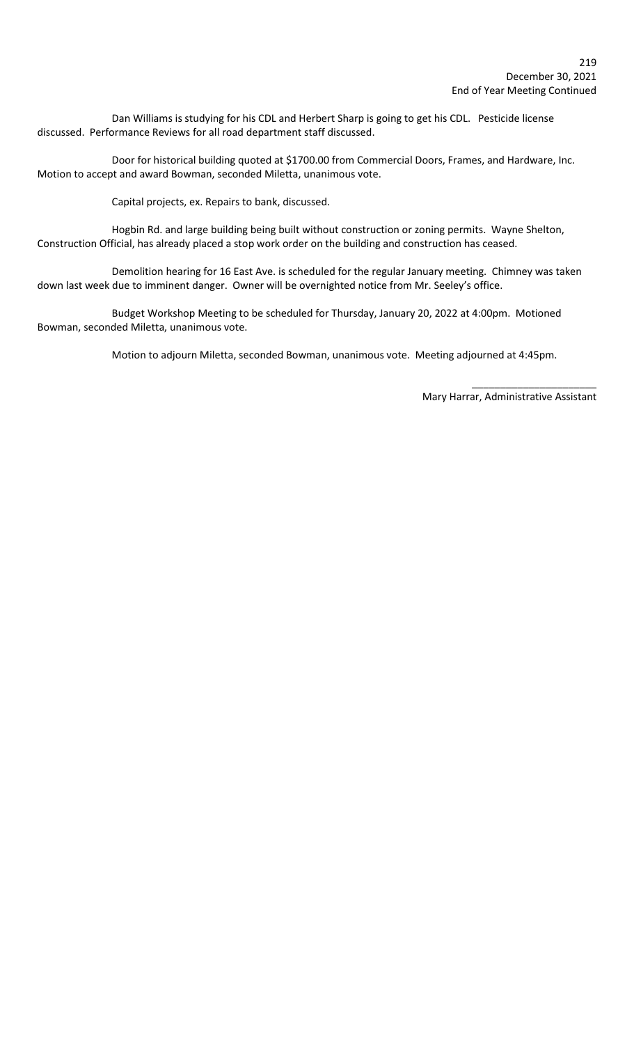Dan Williams is studying for his CDL and Herbert Sharp is going to get his CDL. Pesticide license discussed. Performance Reviews for all road department staff discussed.

Door for historical building quoted at $1700.00 from Commercial Doors, Frames, and Hardware, Inc. Motion to accept and award Bowman, seconded Miletta, unanimous vote.

Capital projects, ex. Repairs to bank, discussed.

Hogbin Rd. and large building being built without construction or zoning permits. Wayne Shelton, Construction Official, has already placed a stop work order on the building and construction has ceased.

Demolition hearing for 16 East Ave. is scheduled for the regular January meeting. Chimney was taken down last week due to imminent danger. Owner will be overnighted notice from Mr. Seeley's office.

Budget Workshop Meeting to be scheduled for Thursday, January 20, 2022 at 4:00pm. Motioned Bowman, seconded Miletta, unanimous vote.

Motion to adjourn Miletta, seconded Bowman, unanimous vote. Meeting adjourned at 4:45pm.

\_\_\_\_\_\_\_\_\_\_\_\_\_\_\_\_\_\_\_\_\_\_

Mary Harrar, Administrative Assistant